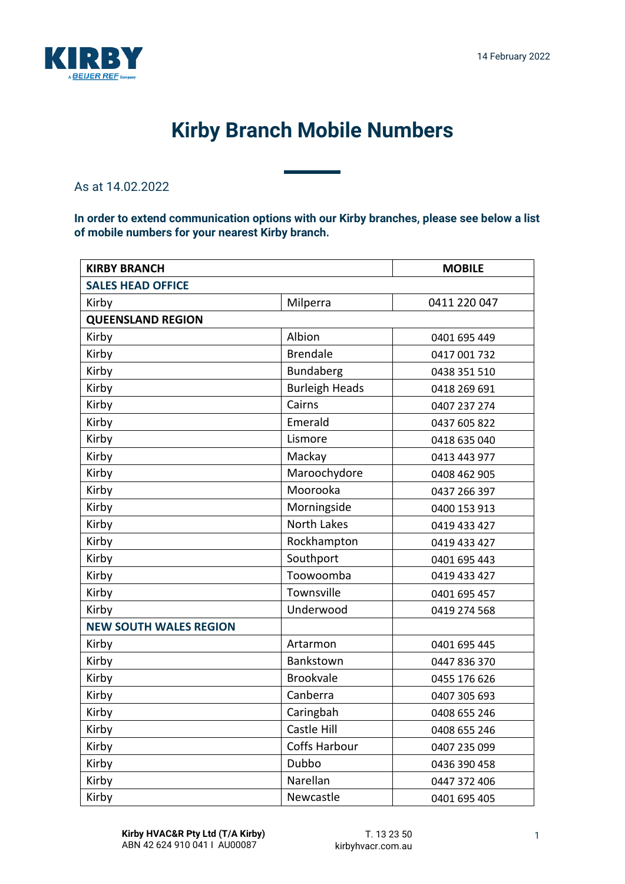14 February 2022

# Kirby Branch Mobile Numbers

As at 14.02.2022

**In order to extend communication options with our Kirby branches, please see below a list of mobile numbers for your nearest Kirby branch.**

| KIRBY BRANCH | | MOBILE |
|---|---|---|
| **SALES HEAD OFFICE** | | |
| Kirby | Milperra | 0411 220 047 |
| **QUEENSLAND REGION** | | |
| Kirby | Albion | 0401 695 449 |
| Kirby | Brendale | 0417 001 732 |
| Kirby | Bundaberg | 0438 351 510 |
| Kirby | Burleigh Heads | 0418 269 691 |
| Kirby | Cairns | 0407 237 274 |
| Kirby | Emerald | 0437 605 822 |
| Kirby | Lismore | 0418 635 040 |
| Kirby | Mackay | 0413 443 977 |
| Kirby | Maroochydore | 0408 462 905 |
| Kirby | Moorooka | 0437 266 397 |
| Kirby | Morningside | 0400 153 913 |
| Kirby | North Lakes | 0419 433 427 |
| Kirby | Rockhampton | 0419 433 427 |
| Kirby | Southport | 0401 695 443 |
| Kirby | Toowoomba | 0419 433 427 |
| Kirby | Townsville | 0401 695 457 |
| Kirby | Underwood | 0419 274 568 |
| **NEW SOUTH WALES REGION** | | |
| Kirby | Artarmon | 0401 695 445 |
| Kirby | Bankstown | 0447 836 370 |
| Kirby | Brookvale | 0455 176 626 |
| Kirby | Canberra | 0407 305 693 |
| Kirby | Caringbah | 0408 655 246 |
| Kirby | Castle Hill | 0408 655 246 |
| Kirby | Coffs Harbour | 0407 235 099 |
| Kirby | Dubbo | 0436 390 458 |
| Kirby | Narellan | 0447 372 406 |
| Kirby | Newcastle | 0401 695 405 |

**Kirby HVAC&R Pty Ltd (T/A Kirby)**
ABN 42 624 910 041 I AU00087

T. 13 23 50
kirbyhvacr.com.au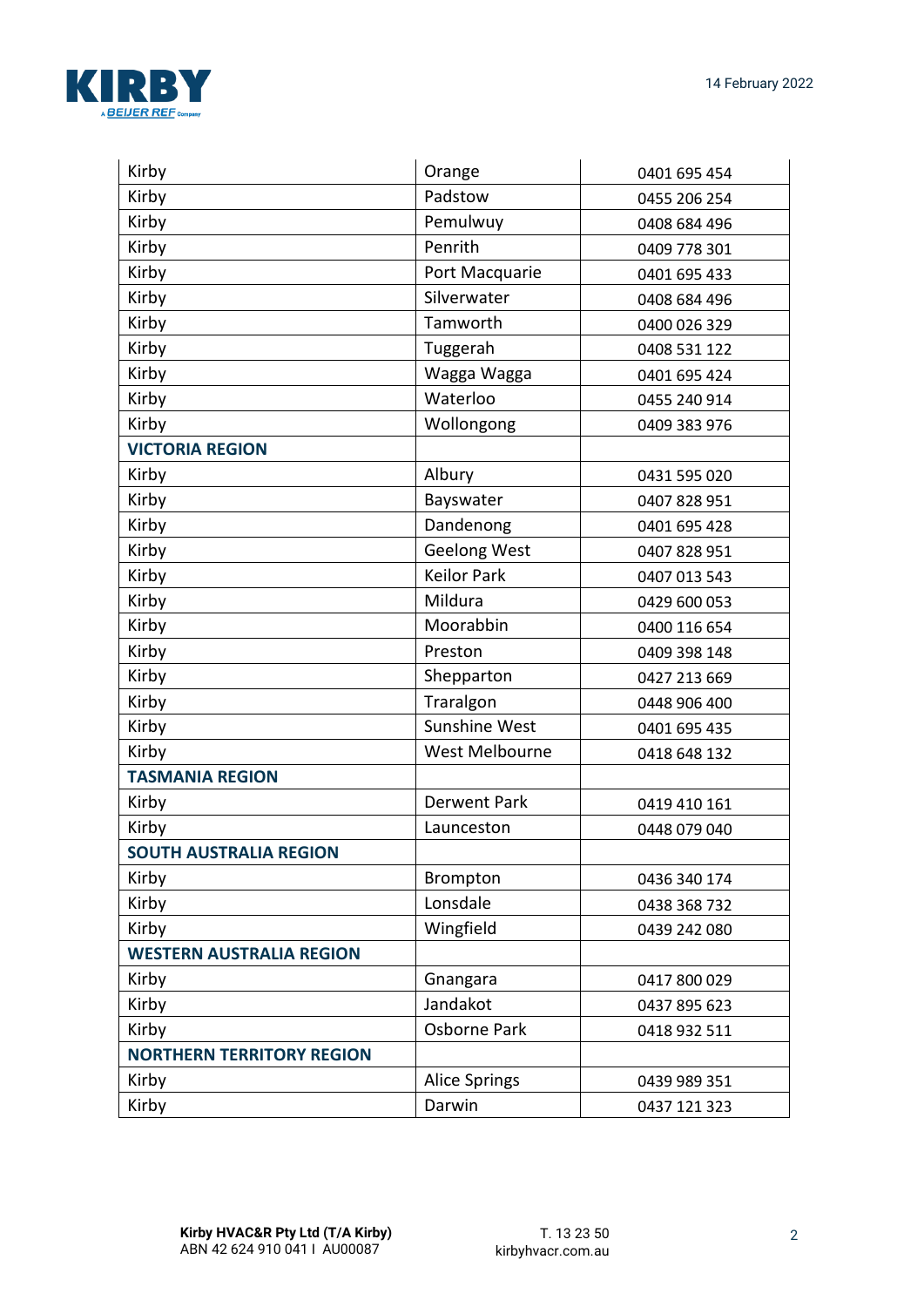| | | |
|---|---|---|
| Kirby | Orange | 0401 695 454 |
| Kirby | Padstow | 0455 206 254 |
| Kirby | Pemulwuy | 0408 684 496 |
| Kirby | Penrith | 0409 778 301 |
| Kirby | Port Macquarie | 0401 695 433 |
| Kirby | Silverwater | 0408 684 496 |
| Kirby | Tamworth | 0400 026 329 |
| Kirby | Tuggerah | 0408 531 122 |
| Kirby | Wagga Wagga | 0401 695 424 |
| Kirby | Waterloo | 0455 240 914 |
| Kirby | Wollongong | 0409 383 976 |
| **VICTORIA REGION** | | |
| Kirby | Albury | 0431 595 020 |
| Kirby | Bayswater | 0407 828 951 |
| Kirby | Dandenong | 0401 695 428 |
| Kirby | Geelong West | 0407 828 951 |
| Kirby | Keilor Park | 0407 013 543 |
| Kirby | Mildura | 0429 600 053 |
| Kirby | Moorabbin | 0400 116 654 |
| Kirby | Preston | 0409 398 148 |
| Kirby | Shepparton | 0427 213 669 |
| Kirby | Traralgon | 0448 906 400 |
| Kirby | Sunshine West | 0401 695 435 |
| Kirby | West Melbourne | 0418 648 132 |
| **TASMANIA REGION** | | |
| Kirby | Derwent Park | 0419 410 161 |
| Kirby | Launceston | 0448 079 040 |
| **SOUTH AUSTRALIA REGION** | | |
| Kirby | Brompton | 0436 340 174 |
| Kirby | Lonsdale | 0438 368 732 |
| Kirby | Wingfield | 0439 242 080 |
| **WESTERN AUSTRALIA REGION** | | |
| Kirby | Gnangara | 0417 800 029 |
| Kirby | Jandakot | 0437 895 623 |
| Kirby | Osborne Park | 0418 932 511 |
| **NORTHERN TERRITORY REGION** | | |
| Kirby | Alice Springs | 0439 989 351 |
| Kirby | Darwin | 0437 121 323 |